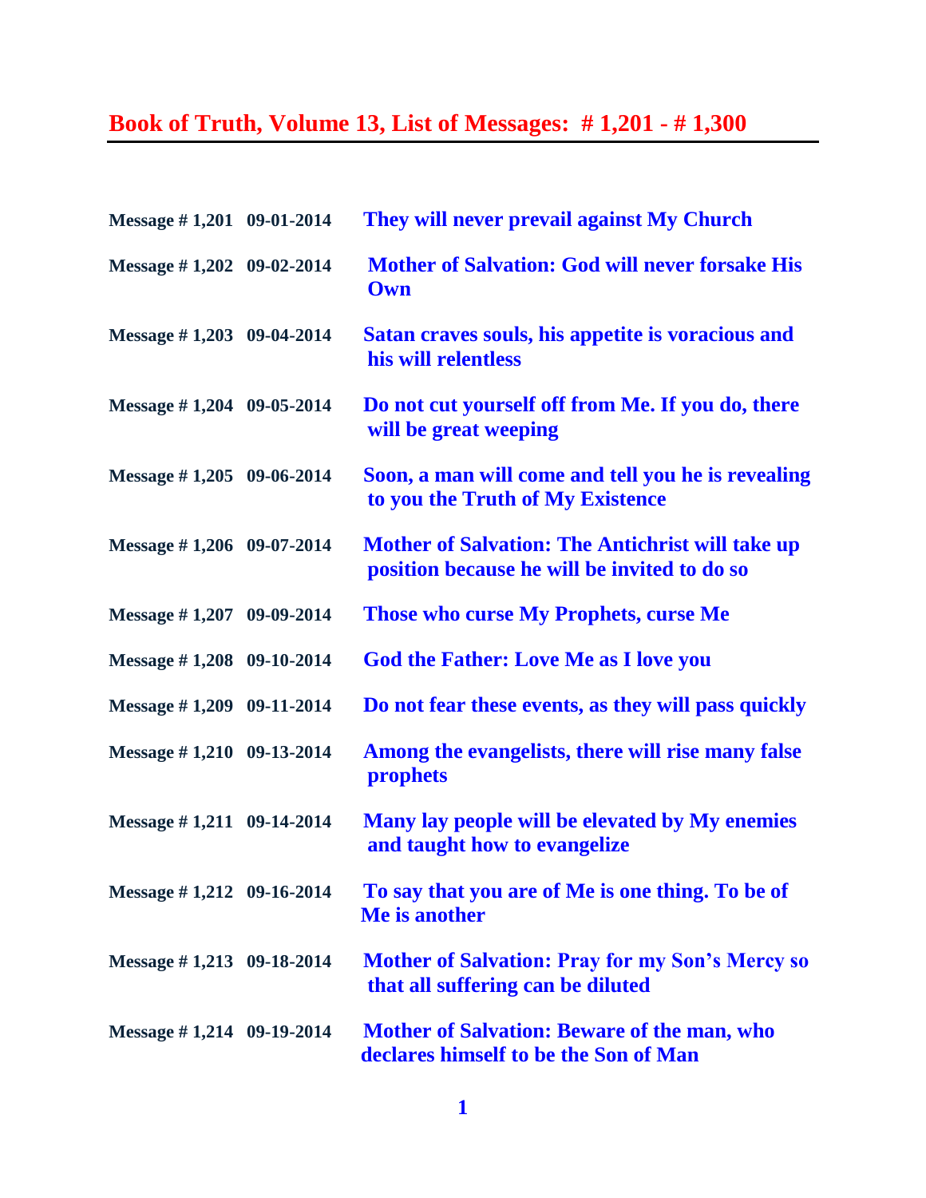# Book of Truth, Volume 13, List of Messages: # 1,201 - # 1,300

| | | |
|---|---|---|
| **Message # 1,201** | **09-01-2014** | **They will never prevail against My Church** |
| **Message # 1,202** | **09-02-2014** | **Mother of Salvation: God will never forsake His Own** |
| **Message # 1,203** | **09-04-2014** | **Satan craves souls, his appetite is voracious and his will relentless** |
| **Message # 1,204** | **09-05-2014** | **Do not cut yourself off from Me. If you do, there will be great weeping** |
| **Message # 1,205** | **09-06-2014** | **Soon, a man will come and tell you he is revealing to you the Truth of My Existence** |
| **Message # 1,206** | **09-07-2014** | **Mother of Salvation: The Antichrist will take up position because he will be invited to do so** |
| **Message # 1,207** | **09-09-2014** | **Those who curse My Prophets, curse Me** |
| **Message # 1,208** | **09-10-2014** | **God the Father: Love Me as I love you** |
| **Message # 1,209** | **09-11-2014** | **Do not fear these events, as they will pass quickly** |
| **Message # 1,210** | **09-13-2014** | **Among the evangelists, there will rise many false prophets** |
| **Message # 1,211** | **09-14-2014** | **Many lay people will be elevated by My enemies and taught how to evangelize** |
| **Message # 1,212** | **09-16-2014** | **To say that you are of Me is one thing. To be of Me is another** |
| **Message # 1,213** | **09-18-2014** | **Mother of Salvation: Pray for my Son's Mercy so that all suffering can be diluted** |
| **Message # 1,214** | **09-19-2014** | **Mother of Salvation: Beware of the man, who declares himself to be the Son of Man** |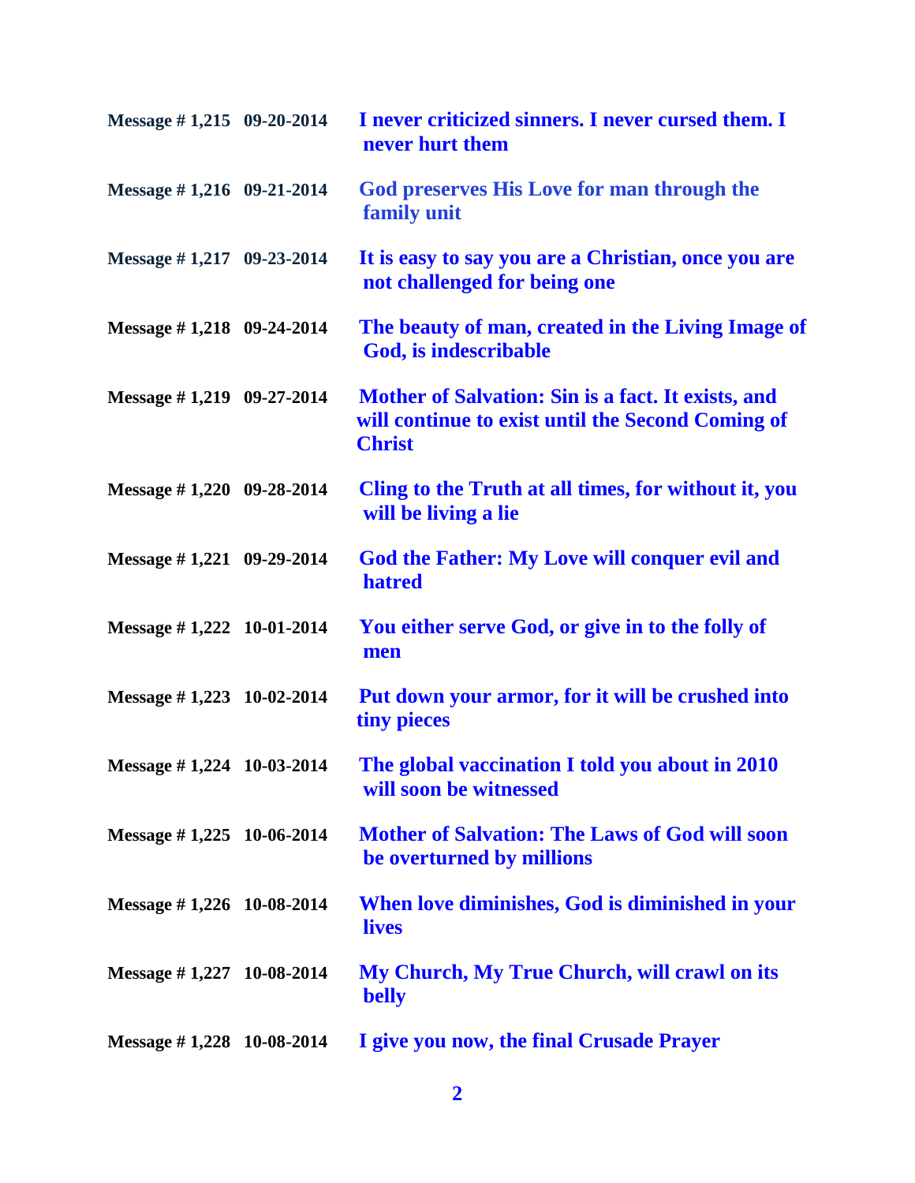| | | |
|---|---|---|
| **Message # 1,215** | **09-20-2014** | **I never criticized sinners. I never cursed them. I never hurt them** |
| **Message # 1,216** | **09-21-2014** | **God preserves His Love for man through the family unit** |
| **Message # 1,217** | **09-23-2014** | **It is easy to say you are a Christian, once you are not challenged for being one** |
| **Message # 1,218** | **09-24-2014** | **The beauty of man, created in the Living Image of God, is indescribable** |
| **Message # 1,219** | **09-27-2014** | **Mother of Salvation: Sin is a fact. It exists, and will continue to exist until the Second Coming of Christ** |
| **Message # 1,220** | **09-28-2014** | **Cling to the Truth at all times, for without it, you will be living a lie** |
| **Message # 1,221** | **09-29-2014** | **God the Father: My Love will conquer evil and hatred** |
| **Message # 1,222** | **10-01-2014** | **You either serve God, or give in to the folly of men** |
| **Message # 1,223** | **10-02-2014** | **Put down your armor, for it will be crushed into tiny pieces** |
| **Message # 1,224** | **10-03-2014** | **The global vaccination I told you about in 2010 will soon be witnessed** |
| **Message # 1,225** | **10-06-2014** | **Mother of Salvation: The Laws of God will soon be overturned by millions** |
| **Message # 1,226** | **10-08-2014** | **When love diminishes, God is diminished in your lives** |
| **Message # 1,227** | **10-08-2014** | **My Church, My True Church, will crawl on its belly** |
| **Message # 1,228** | **10-08-2014** | **I give you now, the final Crusade Prayer** |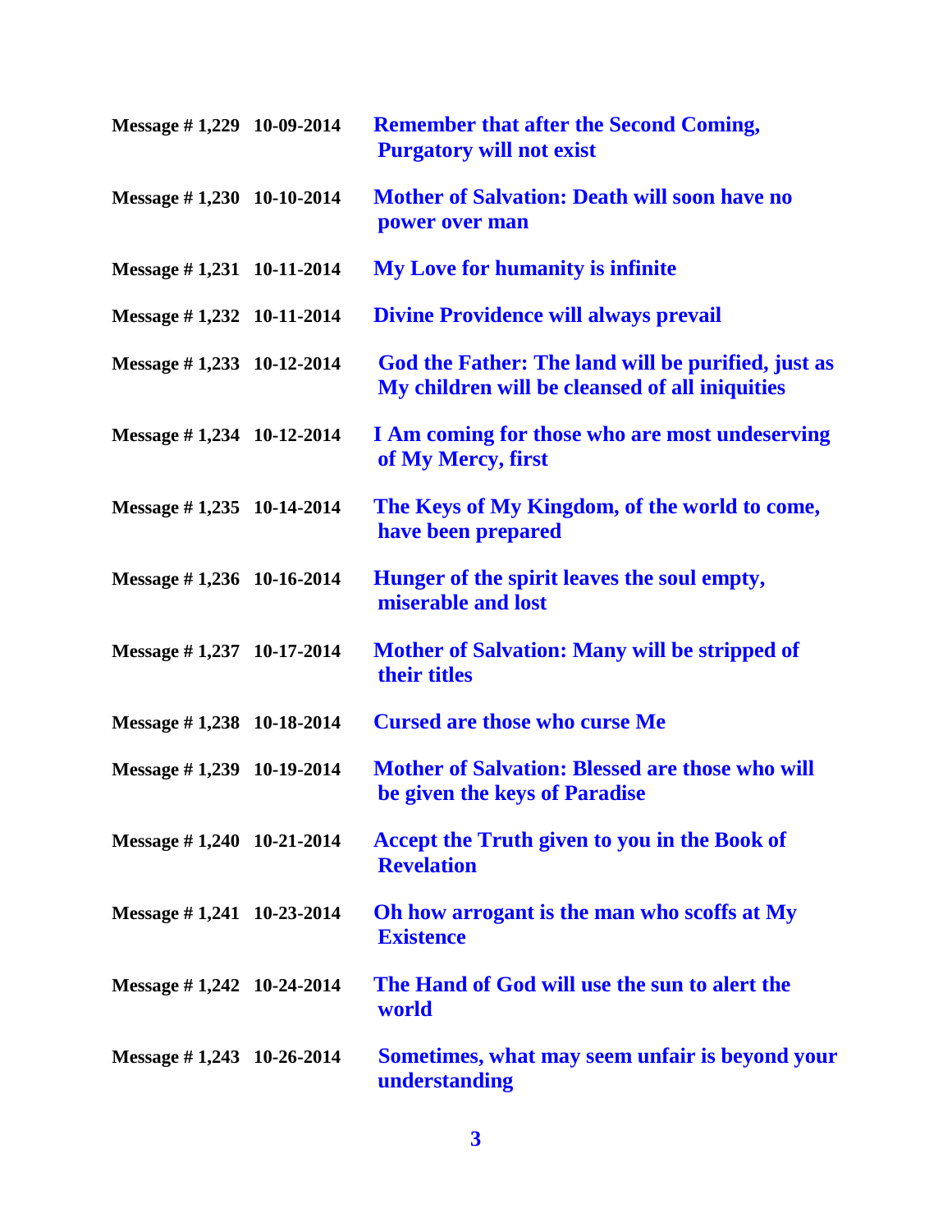**Message # 1,229 10-09-2014** **Remember that after the Second Coming, Purgatory will not exist**

**Message # 1,230 10-10-2014** **Mother of Salvation: Death will soon have no power over man**

**Message # 1,231 10-11-2014** **My Love for humanity is infinite**

**Message # 1,232 10-11-2014** **Divine Providence will always prevail**

**Message # 1,233 10-12-2014** **God the Father: The land will be purified, just as My children will be cleansed of all iniquities**

**Message # 1,234 10-12-2014** **I Am coming for those who are most undeserving of My Mercy, first**

**Message # 1,235 10-14-2014** **The Keys of My Kingdom, of the world to come, have been prepared**

**Message # 1,236 10-16-2014** **Hunger of the spirit leaves the soul empty, miserable and lost**

**Message # 1,237 10-17-2014** **Mother of Salvation: Many will be stripped of their titles**

**Message # 1,238 10-18-2014** **Cursed are those who curse Me**

**Message # 1,239 10-19-2014** **Mother of Salvation: Blessed are those who will be given the keys of Paradise**

**Message # 1,240 10-21-2014** **Accept the Truth given to you in the Book of Revelation**

**Message # 1,241 10-23-2014** **Oh how arrogant is the man who scoffs at My Existence**

**Message # 1,242 10-24-2014** **The Hand of God will use the sun to alert the world**

**Message # 1,243 10-26-2014** **Sometimes, what may seem unfair is beyond your understanding**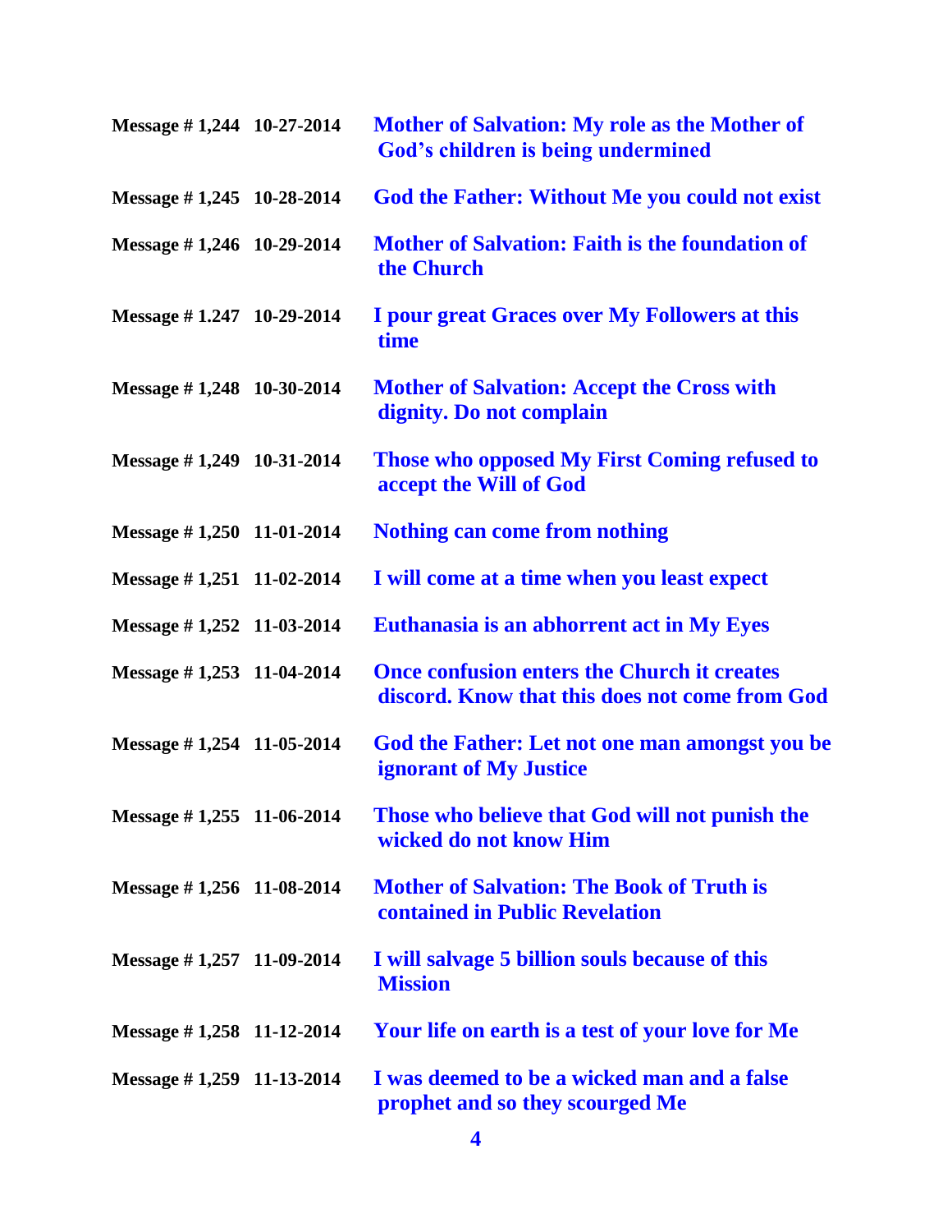| | | |
|---|---|---|
| **Message # 1,244** | **10-27-2014** | **Mother of Salvation: My role as the Mother of God's children is being undermined** |
| **Message # 1,245** | **10-28-2014** | **God the Father: Without Me you could not exist** |
| **Message # 1,246** | **10-29-2014** | **Mother of Salvation: Faith is the foundation of the Church** |
| **Message # 1.247** | **10-29-2014** | **I pour great Graces over My Followers at this time** |
| **Message # 1,248** | **10-30-2014** | **Mother of Salvation: Accept the Cross with dignity. Do not complain** |
| **Message # 1,249** | **10-31-2014** | **Those who opposed My First Coming refused to accept the Will of God** |
| **Message # 1,250** | **11-01-2014** | **Nothing can come from nothing** |
| **Message # 1,251** | **11-02-2014** | **I will come at a time when you least expect** |
| **Message # 1,252** | **11-03-2014** | **Euthanasia is an abhorrent act in My Eyes** |
| **Message # 1,253** | **11-04-2014** | **Once confusion enters the Church it creates discord. Know that this does not come from God** |
| **Message # 1,254** | **11-05-2014** | **God the Father: Let not one man amongst you be ignorant of My Justice** |
| **Message # 1,255** | **11-06-2014** | **Those who believe that God will not punish the wicked do not know Him** |
| **Message # 1,256** | **11-08-2014** | **Mother of Salvation: The Book of Truth is contained in Public Revelation** |
| **Message # 1,257** | **11-09-2014** | **I will salvage 5 billion souls because of this Mission** |
| **Message # 1,258** | **11-12-2014** | **Your life on earth is a test of your love for Me** |
| **Message # 1,259** | **11-13-2014** | **I was deemed to be a wicked man and a false prophet and so they scourged Me** |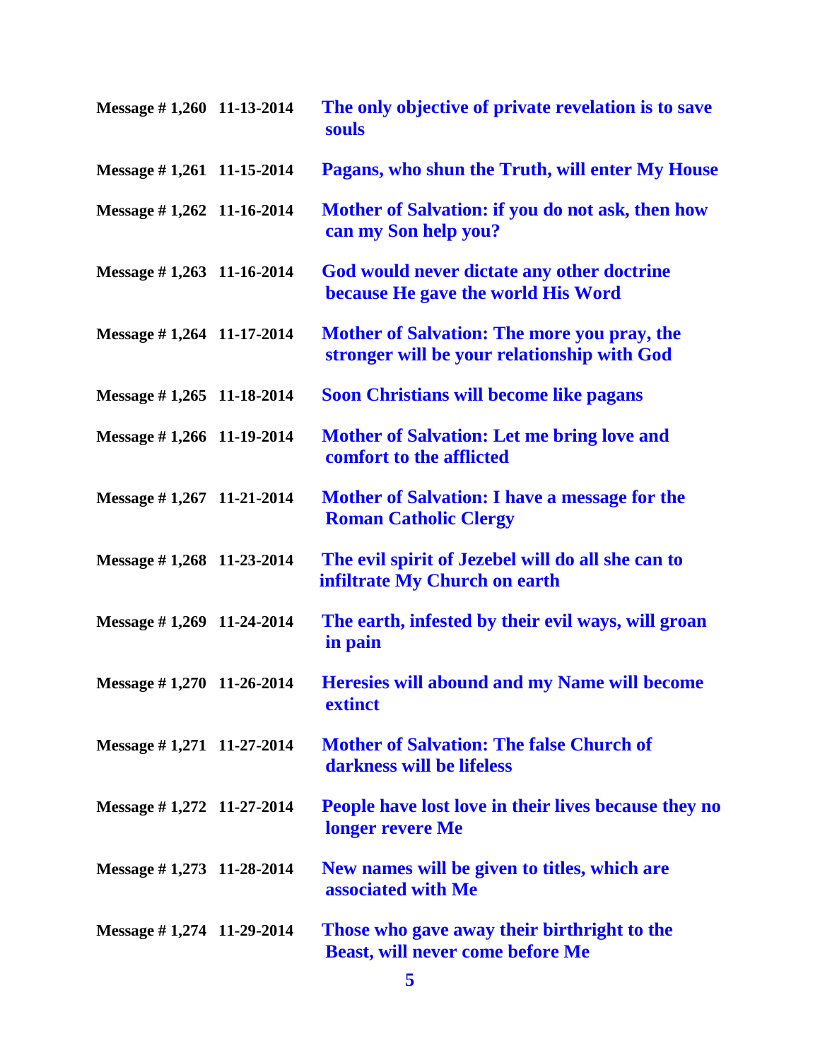| | | |
|---|---|---|
| **Message # 1,260** | **11-13-2014** | **The only objective of private revelation is to save souls** |
| **Message # 1,261** | **11-15-2014** | **Pagans, who shun the Truth, will enter My House** |
| **Message # 1,262** | **11-16-2014** | **Mother of Salvation: if you do not ask, then how can my Son help you?** |
| **Message # 1,263** | **11-16-2014** | **God would never dictate any other doctrine because He gave the world His Word** |
| **Message # 1,264** | **11-17-2014** | **Mother of Salvation: The more you pray, the stronger will be your relationship with God** |
| **Message # 1,265** | **11-18-2014** | **Soon Christians will become like pagans** |
| **Message # 1,266** | **11-19-2014** | **Mother of Salvation: Let me bring love and comfort to the afflicted** |
| **Message # 1,267** | **11-21-2014** | **Mother of Salvation: I have a message for the Roman Catholic Clergy** |
| **Message # 1,268** | **11-23-2014** | **The evil spirit of Jezebel will do all she can to infiltrate My Church on earth** |
| **Message # 1,269** | **11-24-2014** | **The earth, infested by their evil ways, will groan in pain** |
| **Message # 1,270** | **11-26-2014** | **Heresies will abound and my Name will become extinct** |
| **Message # 1,271** | **11-27-2014** | **Mother of Salvation: The false Church of darkness will be lifeless** |
| **Message # 1,272** | **11-27-2014** | **People have lost love in their lives because they no longer revere Me** |
| **Message # 1,273** | **11-28-2014** | **New names will be given to titles, which are associated with Me** |
| **Message # 1,274** | **11-29-2014** | **Those who gave away their birthright to the Beast, will never come before Me** |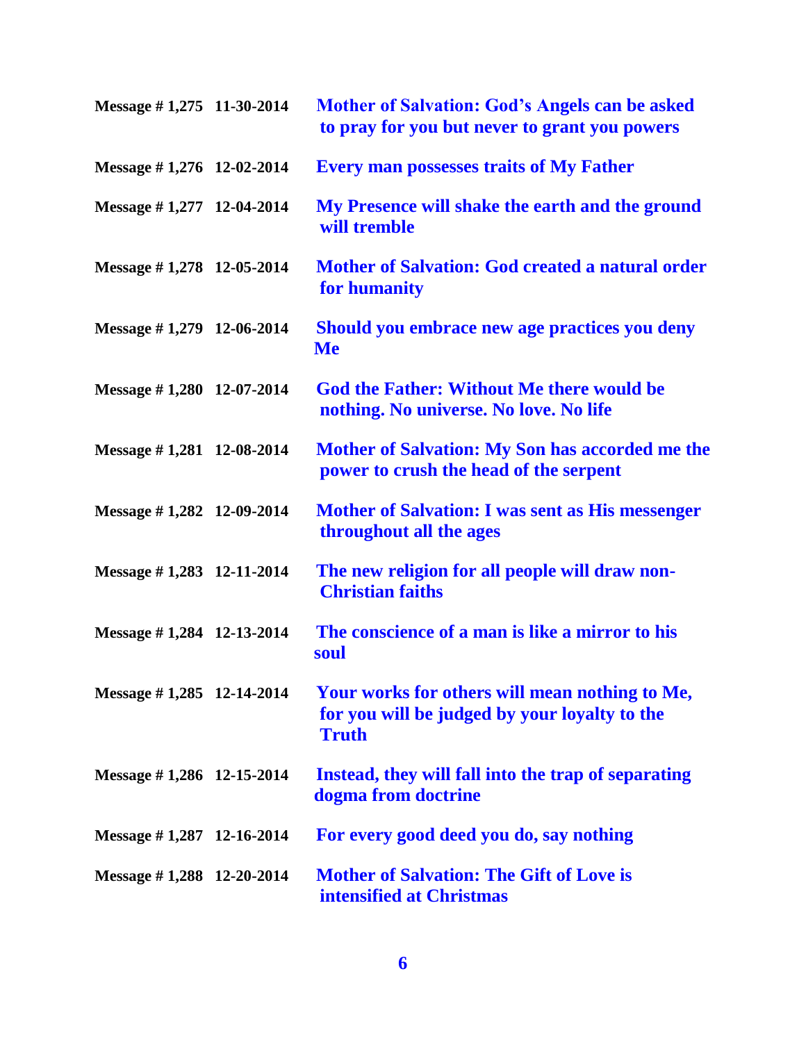| | | |
|---|---|---|
| **Message # 1,275** | **11-30-2014** | **Mother of Salvation: God's Angels can be asked to pray for you but never to grant you powers** |
| **Message # 1,276** | **12-02-2014** | **Every man possesses traits of My Father** |
| **Message # 1,277** | **12-04-2014** | **My Presence will shake the earth and the ground will tremble** |
| **Message # 1,278** | **12-05-2014** | **Mother of Salvation: God created a natural order for humanity** |
| **Message # 1,279** | **12-06-2014** | **Should you embrace new age practices you deny Me** |
| **Message # 1,280** | **12-07-2014** | **God the Father: Without Me there would be nothing. No universe. No love. No life** |
| **Message # 1,281** | **12-08-2014** | **Mother of Salvation: My Son has accorded me the power to crush the head of the serpent** |
| **Message # 1,282** | **12-09-2014** | **Mother of Salvation: I was sent as His messenger throughout all the ages** |
| **Message # 1,283** | **12-11-2014** | **The new religion for all people will draw non-Christian faiths** |
| **Message # 1,284** | **12-13-2014** | **The conscience of a man is like a mirror to his soul** |
| **Message # 1,285** | **12-14-2014** | **Your works for others will mean nothing to Me, for you will be judged by your loyalty to the Truth** |
| **Message # 1,286** | **12-15-2014** | **Instead, they will fall into the trap of separating dogma from doctrine** |
| **Message # 1,287** | **12-16-2014** | **For every good deed you do, say nothing** |
| **Message # 1,288** | **12-20-2014** | **Mother of Salvation: The Gift of Love is intensified at Christmas** |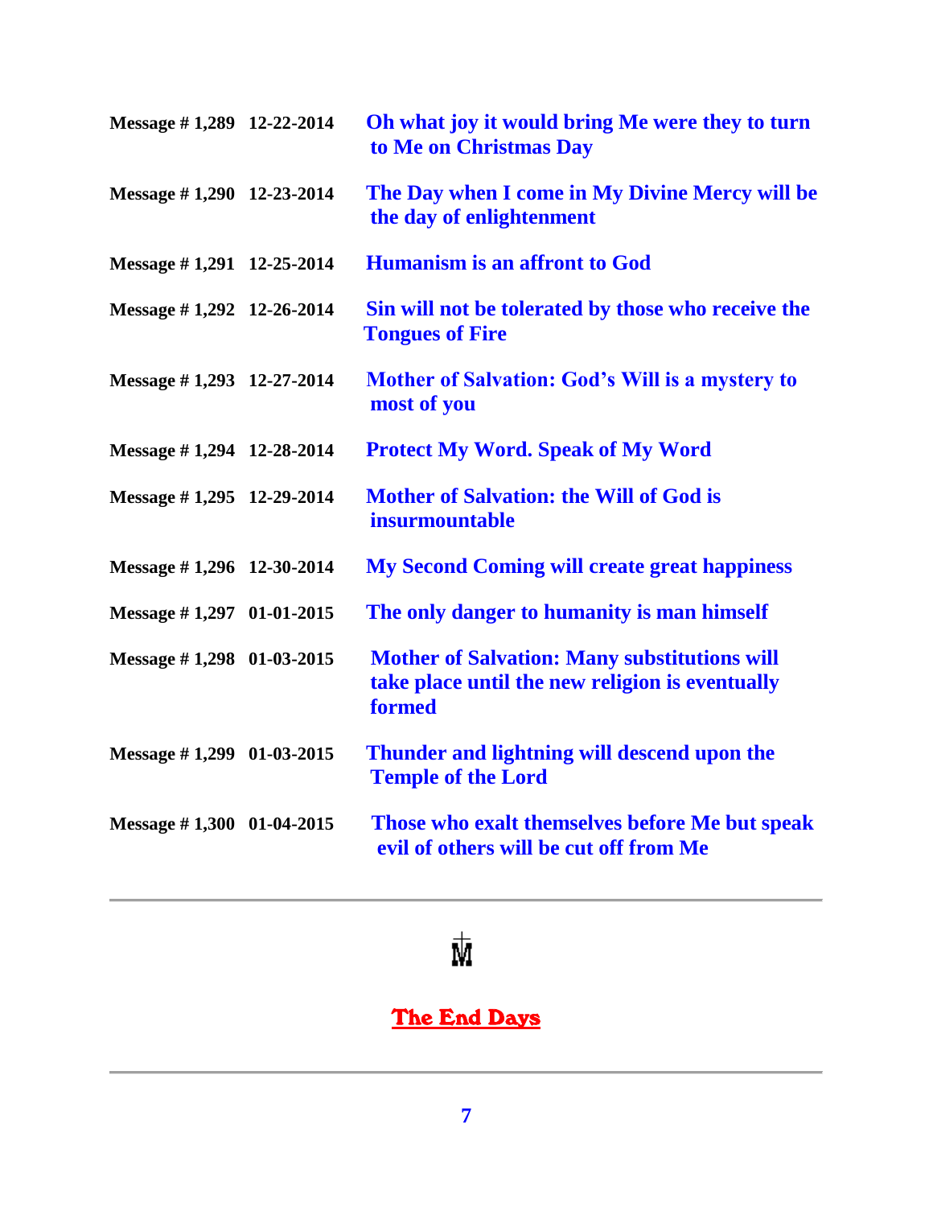| | | |
|---|---|---|
| **Message # 1,289** | **12-22-2014** | **Oh what joy it would bring Me were they to turn to Me on Christmas Day** |
| **Message # 1,290** | **12-23-2014** | **The Day when I come in My Divine Mercy will be the day of enlightenment** |
| **Message # 1,291** | **12-25-2014** | **Humanism is an affront to God** |
| **Message # 1,292** | **12-26-2014** | **Sin will not be tolerated by those who receive the Tongues of Fire** |
| **Message # 1,293** | **12-27-2014** | **Mother of Salvation: God's Will is a mystery to most of you** |
| **Message # 1,294** | **12-28-2014** | **Protect My Word. Speak of My Word** |
| **Message # 1,295** | **12-29-2014** | **Mother of Salvation: the Will of God is insurmountable** |
| **Message # 1,296** | **12-30-2014** | **My Second Coming will create great happiness** |
| **Message # 1,297** | **01-01-2015** | **The only danger to humanity is man himself** |
| **Message # 1,298** | **01-03-2015** | **Mother of Salvation: Many substitutions will take place until the new religion is eventually formed** |
| **Message # 1,299** | **01-03-2015** | **Thunder and lightning will descend upon the Temple of the Lord** |
| **Message # 1,300** | **01-04-2015** | **Those who exalt themselves before Me but speak evil of others will be cut off from Me** |

---

**The End Days**

---